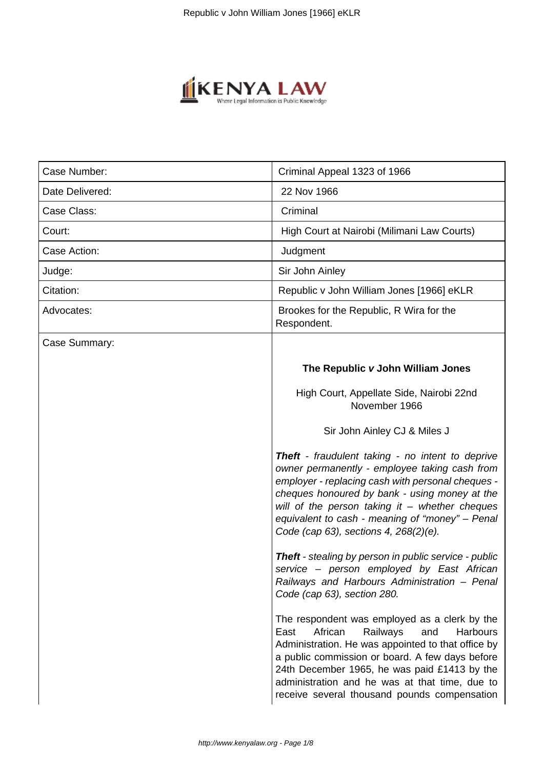| Case Number: | Criminal Appeal 1323 of 1966 |
|---|---|
| Date Delivered: | 22 Nov 1966 |
| Case Class: | Criminal |
| Court: | High Court at Nairobi (Milimani Law Courts) |
| Case Action: | Judgment |
| Judge: | Sir John Ainley |
| Citation: | Republic v John William Jones [1966] eKLR |
| Advocates: | Brookes for the Republic, R Wira for the Respondent. |
| Case Summary: | **The Republic *v* John William Jones**<br><br>High Court, Appellate Side, Nairobi 22nd November 1966<br><br>Sir John Ainley CJ & Miles J<br><br>***Theft*** *- fraudulent taking - no intent to deprive owner permanently - employee taking cash from employer - replacing cash with personal cheques - cheques honoured by bank - using money at the will of the person taking it – whether cheques equivalent to cash - meaning of "money" – Penal Code (cap 63), sections 4, 268(2)(e).*<br><br>***Theft*** *- stealing by person in public service - public service – person employed by East African Railways and Harbours Administration – Penal Code (cap 63), section 280.*<br><br>The respondent was employed as a clerk by the East African Railways and Harbours Administration. He was appointed to that office by a public commission or board. A few days before 24th December 1965, he was paid £1413 by the administration and he was at that time, due to receive several thousand pounds compensation |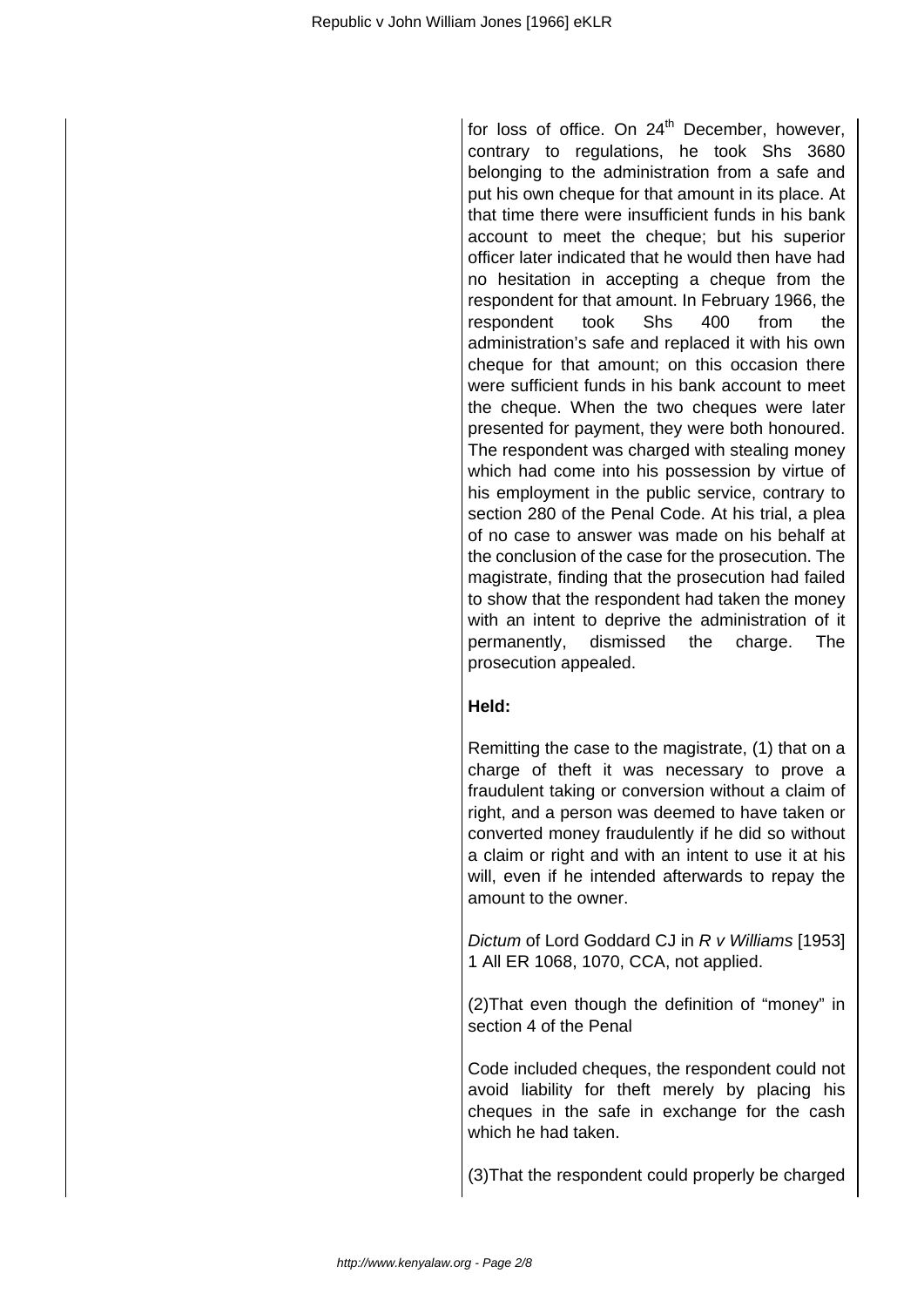for loss of office. On 24th December, however, contrary to regulations, he took Shs 3680 belonging to the administration from a safe and put his own cheque for that amount in its place. At that time there were insufficient funds in his bank account to meet the cheque; but his superior officer later indicated that he would then have had no hesitation in accepting a cheque from the respondent for that amount. In February 1966, the respondent took Shs 400 from the administration's safe and replaced it with his own cheque for that amount; on this occasion there were sufficient funds in his bank account to meet the cheque. When the two cheques were later presented for payment, they were both honoured. The respondent was charged with stealing money which had come into his possession by virtue of his employment in the public service, contrary to section 280 of the Penal Code. At his trial, a plea of no case to answer was made on his behalf at the conclusion of the case for the prosecution. The magistrate, finding that the prosecution had failed to show that the respondent had taken the money with an intent to deprive the administration of it permanently, dismissed the charge. The prosecution appealed.

**Held:**

Remitting the case to the magistrate, (1) that on a charge of theft it was necessary to prove a fraudulent taking or conversion without a claim of right, and a person was deemed to have taken or converted money fraudulently if he did so without a claim or right and with an intent to use it at his will, even if he intended afterwards to repay the amount to the owner.

*Dictum* of Lord Goddard CJ in *R v Williams* [1953] 1 All ER 1068, 1070, CCA, not applied.

(2)That even though the definition of "money" in section 4 of the Penal

Code included cheques, the respondent could not avoid liability for theft merely by placing his cheques in the safe in exchange for the cash which he had taken.

(3)That the respondent could properly be charged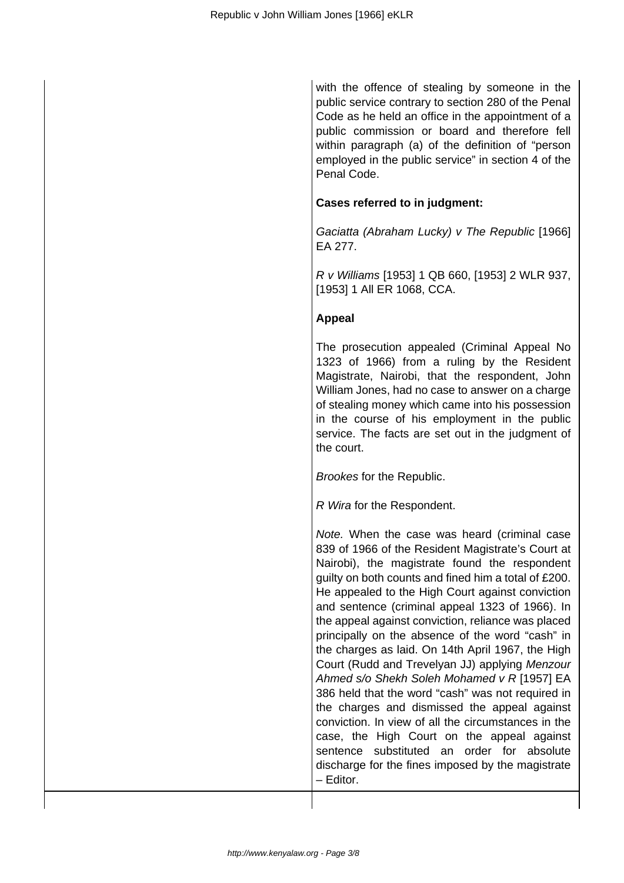with the offence of stealing by someone in the public service contrary to section 280 of the Penal Code as he held an office in the appointment of a public commission or board and therefore fell within paragraph (a) of the definition of "person employed in the public service" in section 4 of the Penal Code.

**Cases referred to in judgment:**

*Gaciatta (Abraham Lucky) v The Republic* [1966] EA 277.

*R v Williams* [1953] 1 QB 660, [1953] 2 WLR 937, [1953] 1 All ER 1068, CCA.

**Appeal**

The prosecution appealed (Criminal Appeal No 1323 of 1966) from a ruling by the Resident Magistrate, Nairobi, that the respondent, John William Jones, had no case to answer on a charge of stealing money which came into his possession in the course of his employment in the public service. The facts are set out in the judgment of the court.

*Brookes* for the Republic.

*R Wira* for the Respondent.

*Note.* When the case was heard (criminal case 839 of 1966 of the Resident Magistrate's Court at Nairobi), the magistrate found the respondent guilty on both counts and fined him a total of £200. He appealed to the High Court against conviction and sentence (criminal appeal 1323 of 1966). In the appeal against conviction, reliance was placed principally on the absence of the word "cash" in the charges as laid. On 14th April 1967, the High Court (Rudd and Trevelyan JJ) applying *Menzour Ahmed s/o Shekh Soleh Mohamed v R* [1957] EA 386 held that the word "cash" was not required in the charges and dismissed the appeal against conviction. In view of all the circumstances in the case, the High Court on the appeal against sentence substituted an order for absolute discharge for the fines imposed by the magistrate – Editor.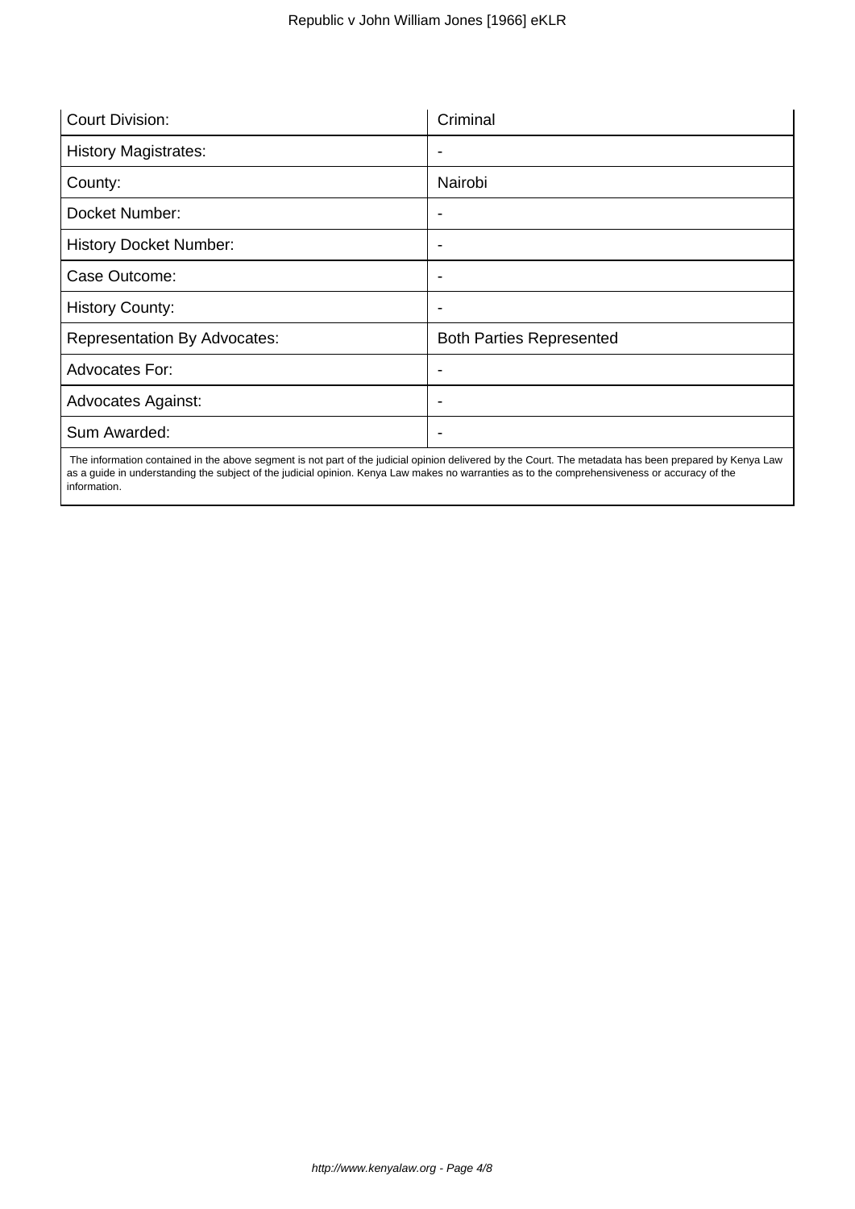| | |
|---|---|
| Court Division: | Criminal |
| History Magistrates: | - |
| County: | Nairobi |
| Docket Number: | - |
| History Docket Number: | - |
| Case Outcome: | - |
| History County: | - |
| Representation By Advocates: | Both Parties Represented |
| Advocates For: | - |
| Advocates Against: | - |
| Sum Awarded: | - |

The information contained in the above segment is not part of the judicial opinion delivered by the Court. The metadata has been prepared by Kenya Law as a guide in understanding the subject of the judicial opinion. Kenya Law makes no warranties as to the comprehensiveness or accuracy of the information.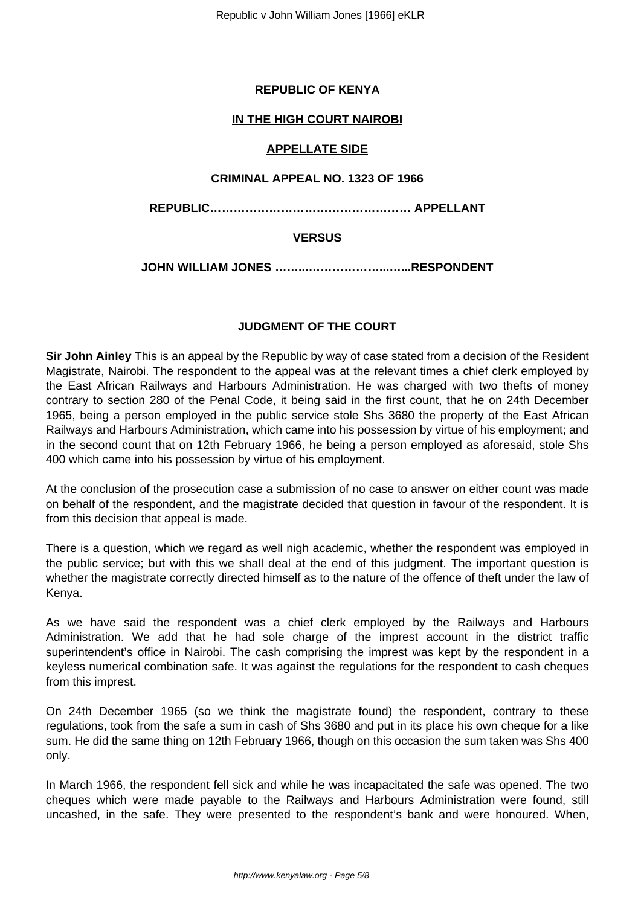**REPUBLIC OF KENYA**

**IN THE HIGH COURT NAIROBI**

**APPELLATE SIDE**

**CRIMINAL APPEAL NO. 1323 OF 1966**

**REPUBLIC…………………………………………… APPELLANT**

**VERSUS**

**JOHN WILLIAM JONES ……...……………….....…..RESPONDENT**

**JUDGMENT OF THE COURT**

**Sir John Ainley** This is an appeal by the Republic by way of case stated from a decision of the Resident Magistrate, Nairobi. The respondent to the appeal was at the relevant times a chief clerk employed by the East African Railways and Harbours Administration. He was charged with two thefts of money contrary to section 280 of the Penal Code, it being said in the first count, that he on 24th December 1965, being a person employed in the public service stole Shs 3680 the property of the East African Railways and Harbours Administration, which came into his possession by virtue of his employment; and in the second count that on 12th February 1966, he being a person employed as aforesaid, stole Shs 400 which came into his possession by virtue of his employment.

At the conclusion of the prosecution case a submission of no case to answer on either count was made on behalf of the respondent, and the magistrate decided that question in favour of the respondent. It is from this decision that appeal is made.

There is a question, which we regard as well nigh academic, whether the respondent was employed in the public service; but with this we shall deal at the end of this judgment. The important question is whether the magistrate correctly directed himself as to the nature of the offence of theft under the law of Kenya.

As we have said the respondent was a chief clerk employed by the Railways and Harbours Administration. We add that he had sole charge of the imprest account in the district traffic superintendent's office in Nairobi. The cash comprising the imprest was kept by the respondent in a keyless numerical combination safe. It was against the regulations for the respondent to cash cheques from this imprest.

On 24th December 1965 (so we think the magistrate found) the respondent, contrary to these regulations, took from the safe a sum in cash of Shs 3680 and put in its place his own cheque for a like sum. He did the same thing on 12th February 1966, though on this occasion the sum taken was Shs 400 only.

In March 1966, the respondent fell sick and while he was incapacitated the safe was opened. The two cheques which were made payable to the Railways and Harbours Administration were found, still uncashed, in the safe. They were presented to the respondent's bank and were honoured. When,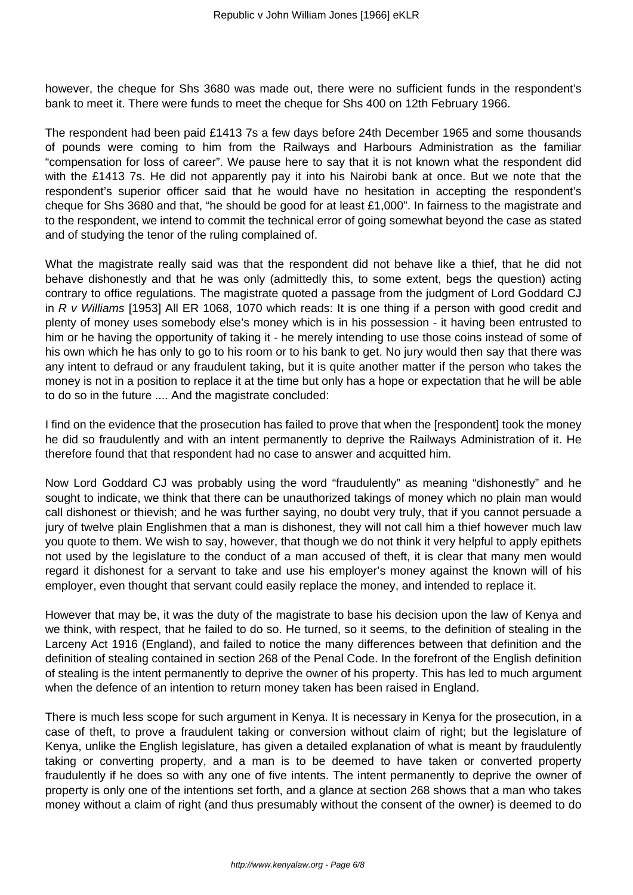however, the cheque for Shs 3680 was made out, there were no sufficient funds in the respondent's bank to meet it. There were funds to meet the cheque for Shs 400 on 12th February 1966.

The respondent had been paid £1413 7s a few days before 24th December 1965 and some thousands of pounds were coming to him from the Railways and Harbours Administration as the familiar "compensation for loss of career". We pause here to say that it is not known what the respondent did with the £1413 7s. He did not apparently pay it into his Nairobi bank at once. But we note that the respondent's superior officer said that he would have no hesitation in accepting the respondent's cheque for Shs 3680 and that, "he should be good for at least £1,000". In fairness to the magistrate and to the respondent, we intend to commit the technical error of going somewhat beyond the case as stated and of studying the tenor of the ruling complained of.

What the magistrate really said was that the respondent did not behave like a thief, that he did not behave dishonestly and that he was only (admittedly this, to some extent, begs the question) acting contrary to office regulations. The magistrate quoted a passage from the judgment of Lord Goddard CJ in *R v Williams* [1953] All ER 1068, 1070 which reads: It is one thing if a person with good credit and plenty of money uses somebody else's money which is in his possession - it having been entrusted to him or he having the opportunity of taking it - he merely intending to use those coins instead of some of his own which he has only to go to his room or to his bank to get. No jury would then say that there was any intent to defraud or any fraudulent taking, but it is quite another matter if the person who takes the money is not in a position to replace it at the time but only has a hope or expectation that he will be able to do so in the future .... And the magistrate concluded:

I find on the evidence that the prosecution has failed to prove that when the [respondent] took the money he did so fraudulently and with an intent permanently to deprive the Railways Administration of it. He therefore found that that respondent had no case to answer and acquitted him.

Now Lord Goddard CJ was probably using the word "fraudulently" as meaning "dishonestly" and he sought to indicate, we think that there can be unauthorized takings of money which no plain man would call dishonest or thievish; and he was further saying, no doubt very truly, that if you cannot persuade a jury of twelve plain Englishmen that a man is dishonest, they will not call him a thief however much law you quote to them. We wish to say, however, that though we do not think it very helpful to apply epithets not used by the legislature to the conduct of a man accused of theft, it is clear that many men would regard it dishonest for a servant to take and use his employer's money against the known will of his employer, even thought that servant could easily replace the money, and intended to replace it.

However that may be, it was the duty of the magistrate to base his decision upon the law of Kenya and we think, with respect, that he failed to do so. He turned, so it seems, to the definition of stealing in the Larceny Act 1916 (England), and failed to notice the many differences between that definition and the definition of stealing contained in section 268 of the Penal Code. In the forefront of the English definition of stealing is the intent permanently to deprive the owner of his property. This has led to much argument when the defence of an intention to return money taken has been raised in England.

There is much less scope for such argument in Kenya. It is necessary in Kenya for the prosecution, in a case of theft, to prove a fraudulent taking or conversion without claim of right; but the legislature of Kenya, unlike the English legislature, has given a detailed explanation of what is meant by fraudulently taking or converting property, and a man is to be deemed to have taken or converted property fraudulently if he does so with any one of five intents. The intent permanently to deprive the owner of property is only one of the intentions set forth, and a glance at section 268 shows that a man who takes money without a claim of right (and thus presumably without the consent of the owner) is deemed to do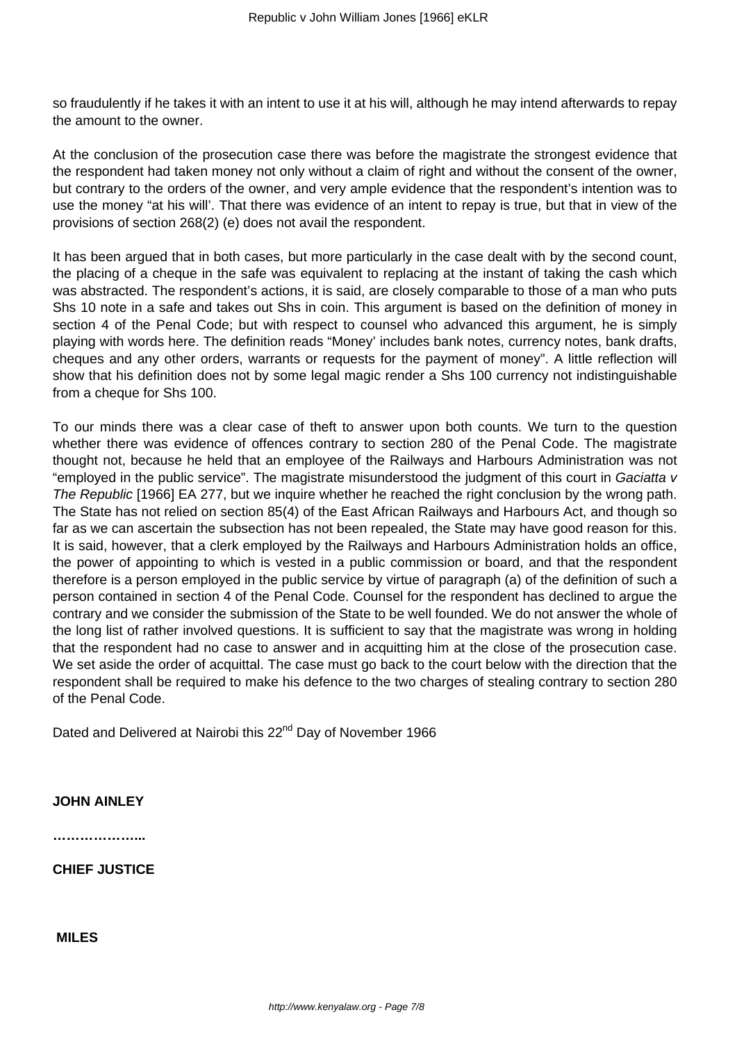so fraudulently if he takes it with an intent to use it at his will, although he may intend afterwards to repay the amount to the owner.

At the conclusion of the prosecution case there was before the magistrate the strongest evidence that the respondent had taken money not only without a claim of right and without the consent of the owner, but contrary to the orders of the owner, and very ample evidence that the respondent's intention was to use the money "at his will'. That there was evidence of an intent to repay is true, but that in view of the provisions of section 268(2) (e) does not avail the respondent.

It has been argued that in both cases, but more particularly in the case dealt with by the second count, the placing of a cheque in the safe was equivalent to replacing at the instant of taking the cash which was abstracted. The respondent's actions, it is said, are closely comparable to those of a man who puts Shs 10 note in a safe and takes out Shs in coin. This argument is based on the definition of money in section 4 of the Penal Code; but with respect to counsel who advanced this argument, he is simply playing with words here. The definition reads "Money' includes bank notes, currency notes, bank drafts, cheques and any other orders, warrants or requests for the payment of money". A little reflection will show that his definition does not by some legal magic render a Shs 100 currency not indistinguishable from a cheque for Shs 100.

To our minds there was a clear case of theft to answer upon both counts. We turn to the question whether there was evidence of offences contrary to section 280 of the Penal Code. The magistrate thought not, because he held that an employee of the Railways and Harbours Administration was not "employed in the public service". The magistrate misunderstood the judgment of this court in *Gaciatta v The Republic* [1966] EA 277, but we inquire whether he reached the right conclusion by the wrong path. The State has not relied on section 85(4) of the East African Railways and Harbours Act, and though so far as we can ascertain the subsection has not been repealed, the State may have good reason for this. It is said, however, that a clerk employed by the Railways and Harbours Administration holds an office, the power of appointing to which is vested in a public commission or board, and that the respondent therefore is a person employed in the public service by virtue of paragraph (a) of the definition of such a person contained in section 4 of the Penal Code. Counsel for the respondent has declined to argue the contrary and we consider the submission of the State to be well founded. We do not answer the whole of the long list of rather involved questions. It is sufficient to say that the magistrate was wrong in holding that the respondent had no case to answer and in acquitting him at the close of the prosecution case. We set aside the order of acquittal. The case must go back to the court below with the direction that the respondent shall be required to make his defence to the two charges of stealing contrary to section 280 of the Penal Code.

Dated and Delivered at Nairobi this 22nd Day of November 1966

**JOHN AINLEY**

**………………..**

**CHIEF JUSTICE**

**MILES**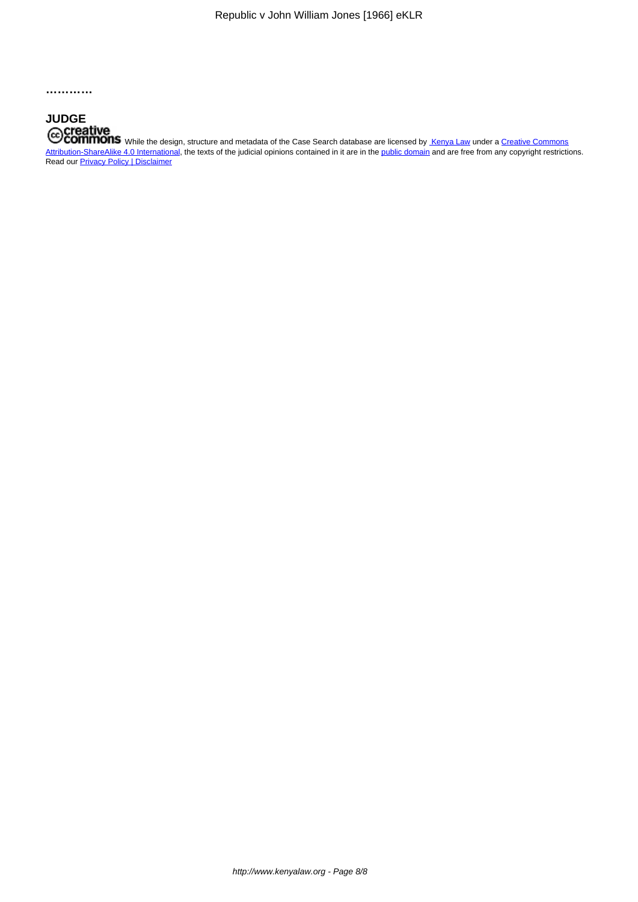…………

**JUDGE**

While the design, structure and metadata of the Case Search database are licensed by Kenya Law under a Creative Commons Attribution-ShareAlike 4.0 International, the texts of the judicial opinions contained in it are in the public domain and are free from any copyright restrictions. Read our Privacy Policy | Disclaimer